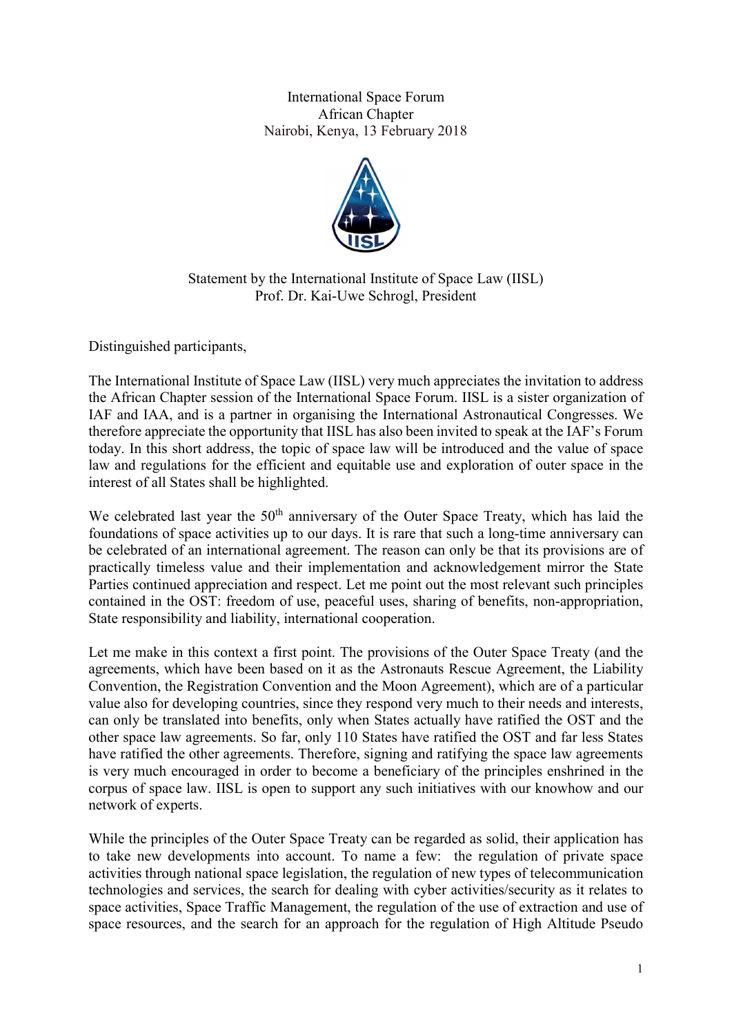International Space Forum
African Chapter
Nairobi, Kenya, 13 February 2018

Statement by the International Institute of Space Law (IISL)
Prof. Dr. Kai-Uwe Schrogl, President

Distinguished participants,

The International Institute of Space Law (IISL) very much appreciates the invitation to address the African Chapter session of the International Space Forum. IISL is a sister organization of IAF and IAA, and is a partner in organising the International Astronautical Congresses. We therefore appreciate the opportunity that IISL has also been invited to speak at the IAF's Forum today. In this short address, the topic of space law will be introduced and the value of space law and regulations for the efficient and equitable use and exploration of outer space in the interest of all States shall be highlighted.

We celebrated last year the 50th anniversary of the Outer Space Treaty, which has laid the foundations of space activities up to our days. It is rare that such a long-time anniversary can be celebrated of an international agreement. The reason can only be that its provisions are of practically timeless value and their implementation and acknowledgement mirror the State Parties continued appreciation and respect. Let me point out the most relevant such principles contained in the OST: freedom of use, peaceful uses, sharing of benefits, non-appropriation, State responsibility and liability, international cooperation.

Let me make in this context a first point. The provisions of the Outer Space Treaty (and the agreements, which have been based on it as the Astronauts Rescue Agreement, the Liability Convention, the Registration Convention and the Moon Agreement), which are of a particular value also for developing countries, since they respond very much to their needs and interests, can only be translated into benefits, only when States actually have ratified the OST and the other space law agreements. So far, only 110 States have ratified the OST and far less States have ratified the other agreements. Therefore, signing and ratifying the space law agreements is very much encouraged in order to become a beneficiary of the principles enshrined in the corpus of space law. IISL is open to support any such initiatives with our knowhow and our network of experts.

While the principles of the Outer Space Treaty can be regarded as solid, their application has to take new developments into account. To name a few: the regulation of private space activities through national space legislation, the regulation of new types of telecommunication technologies and services, the search for dealing with cyber activities/security as it relates to space activities, Space Traffic Management, the regulation of the use of extraction and use of space resources, and the search for an approach for the regulation of High Altitude Pseudo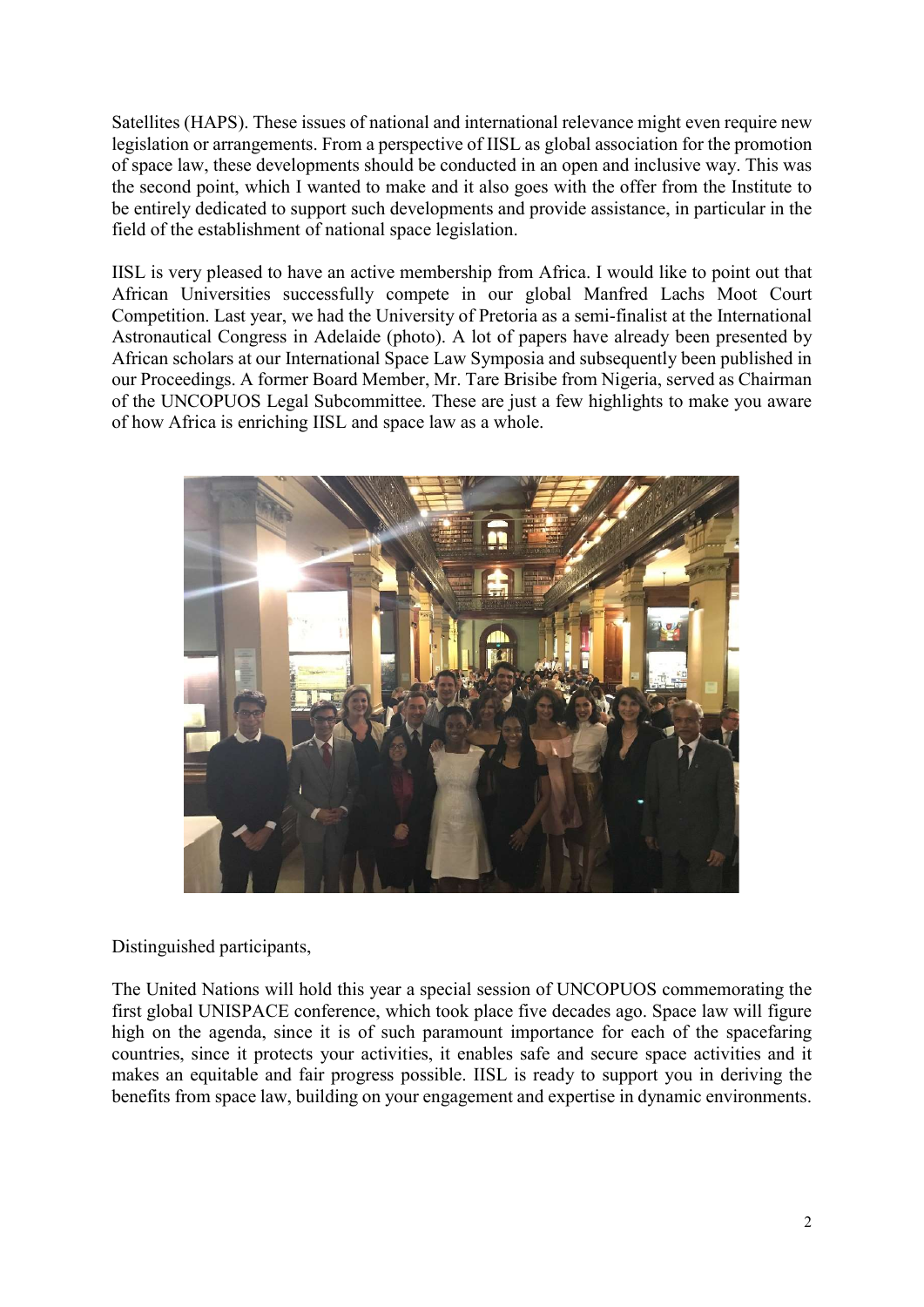Satellites (HAPS). These issues of national and international relevance might even require new legislation or arrangements. From a perspective of IISL as global association for the promotion of space law, these developments should be conducted in an open and inclusive way. This was the second point, which I wanted to make and it also goes with the offer from the Institute to be entirely dedicated to support such developments and provide assistance, in particular in the field of the establishment of national space legislation.

IISL is very pleased to have an active membership from Africa. I would like to point out that African Universities successfully compete in our global Manfred Lachs Moot Court Competition. Last year, we had the University of Pretoria as a semi-finalist at the International Astronautical Congress in Adelaide (photo). A lot of papers have already been presented by African scholars at our International Space Law Symposia and subsequently been published in our Proceedings. A former Board Member, Mr. Tare Brisibe from Nigeria, served as Chairman of the UNCOPUOS Legal Subcommittee. These are just a few highlights to make you aware of how Africa is enriching IISL and space law as a whole.

Distinguished participants,

The United Nations will hold this year a special session of UNCOPUOS commemorating the first global UNISPACE conference, which took place five decades ago. Space law will figure high on the agenda, since it is of such paramount importance for each of the spacefaring countries, since it protects your activities, it enables safe and secure space activities and it makes an equitable and fair progress possible. IISL is ready to support you in deriving the benefits from space law, building on your engagement and expertise in dynamic environments.